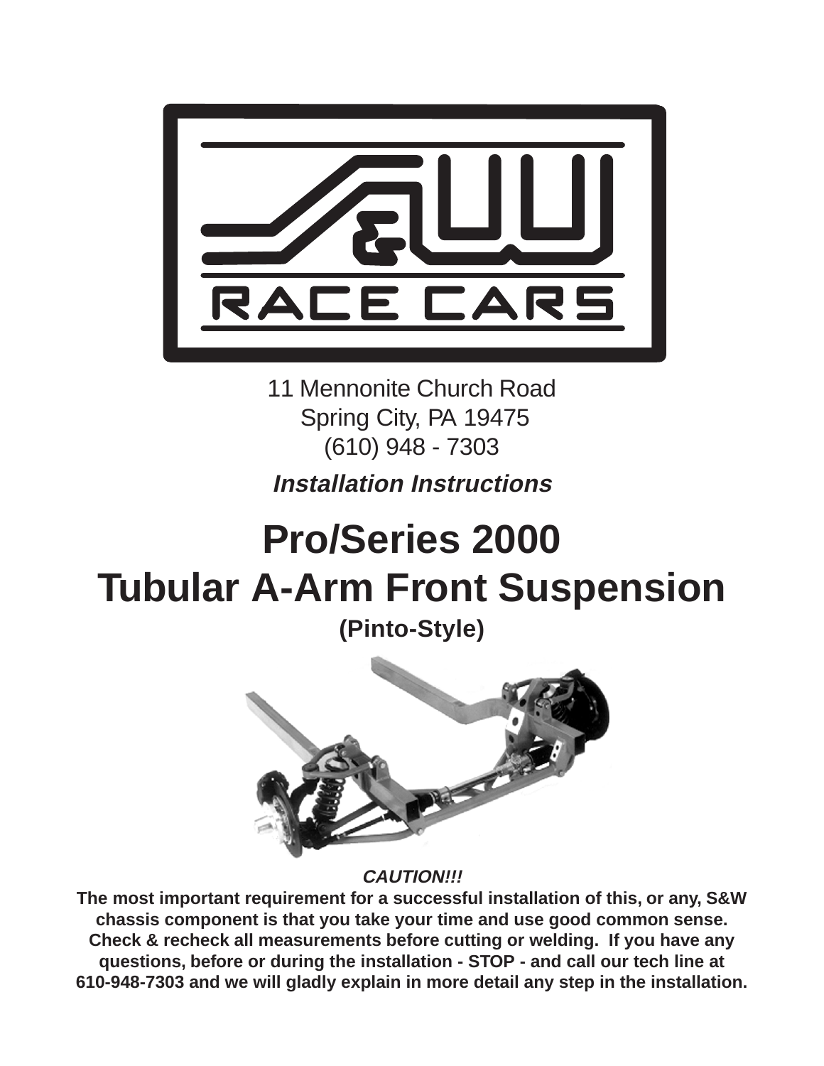S&W RACE CARS

11 Mennonite Church Road
Spring City, PA 19475
(610) 948 - 7303

***Installation Instructions***

# Pro/Series 2000
# Tubular A-Arm Front Suspension

**(Pinto-Style)**

***CAUTION!!!***

**The most important requirement for a successful installation of this, or any, S&W chassis component is that you take your time and use good common sense. Check & recheck all measurements before cutting or welding. If you have any questions, before or during the installation - STOP - and call our tech line at 610-948-7303 and we will gladly explain in more detail any step in the installation.**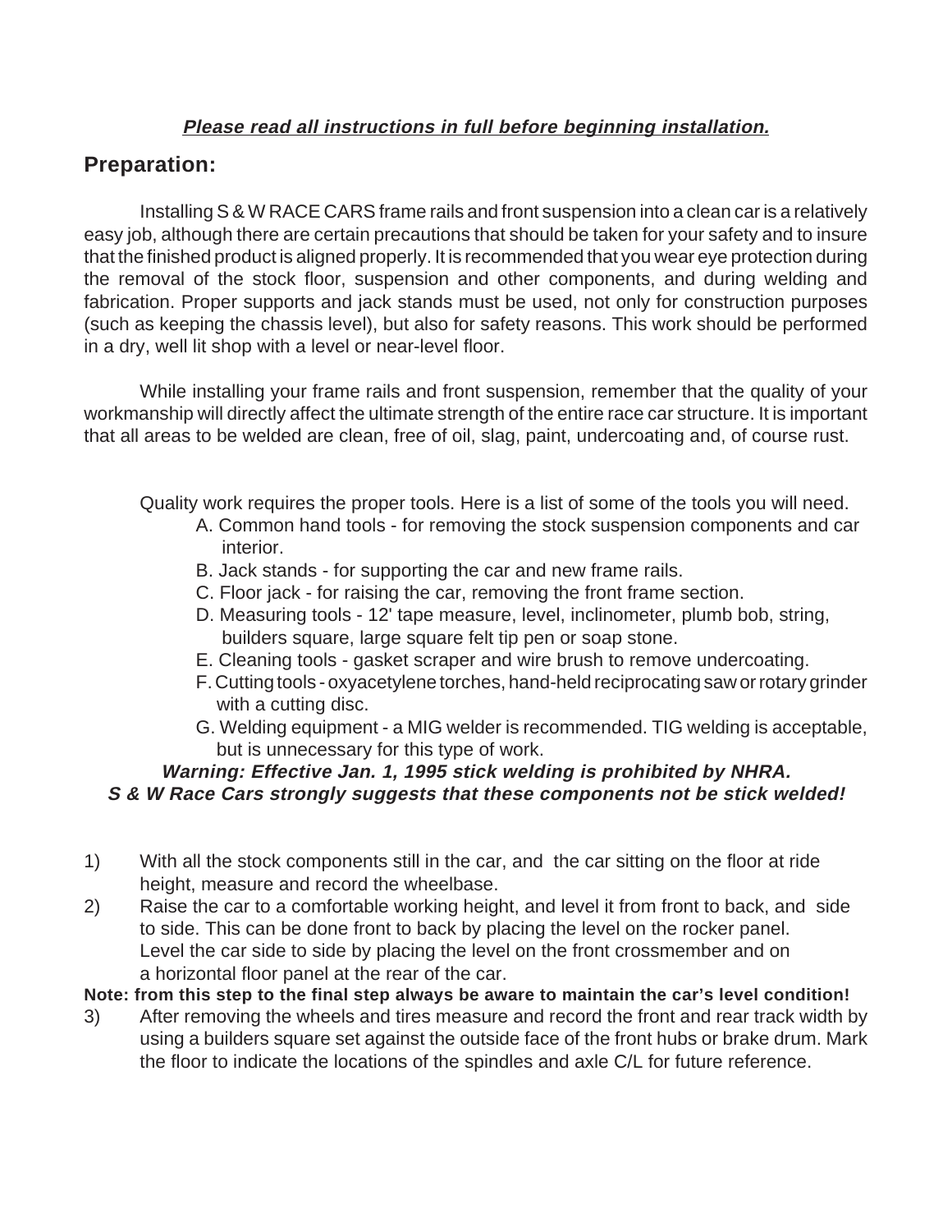***Please read all instructions in full before beginning installation.***

## Preparation:

Installing S & W RACE CARS frame rails and front suspension into a clean car is a relatively easy job, although there are certain precautions that should be taken for your safety and to insure that the finished product is aligned properly. It is recommended that you wear eye protection during the removal of the stock floor, suspension and other components, and during welding and fabrication. Proper supports and jack stands must be used, not only for construction purposes (such as keeping the chassis level), but also for safety reasons. This work should be performed in a dry, well lit shop with a level or near-level floor.

While installing your frame rails and front suspension, remember that the quality of your workmanship will directly affect the ultimate strength of the entire race car structure. It is important that all areas to be welded are clean, free of oil, slag, paint, undercoating and, of course rust.

Quality work requires the proper tools. Here is a list of some of the tools you will need.

A. Common hand tools - for removing the stock suspension components and car interior.
B. Jack stands - for supporting the car and new frame rails.
C. Floor jack - for raising the car, removing the front frame section.
D. Measuring tools - 12' tape measure, level, inclinometer, plumb bob, string, builders square, large square felt tip pen or soap stone.
E. Cleaning tools - gasket scraper and wire brush to remove undercoating.
F. Cutting tools - oxyacetylene torches, hand-held reciprocating saw or rotary grinder with a cutting disc.
G. Welding equipment - a MIG welder is recommended. TIG welding is acceptable, but is unnecessary for this type of work.

***Warning: Effective Jan. 1, 1995 stick welding is prohibited by NHRA.***
***S & W Race Cars strongly suggests that these components not be stick welded!***

1) With all the stock components still in the car, and the car sitting on the floor at ride height, measure and record the wheelbase.
2) Raise the car to a comfortable working height, and level it from front to back, and side to side. This can be done front to back by placing the level on the rocker panel. Level the car side to side by placing the level on the front crossmember and on a horizontal floor panel at the rear of the car.

**Note: from this step to the final step always be aware to maintain the car's level condition!**

3) After removing the wheels and tires measure and record the front and rear track width by using a builders square set against the outside face of the front hubs or brake drum. Mark the floor to indicate the locations of the spindles and axle C/L for future reference.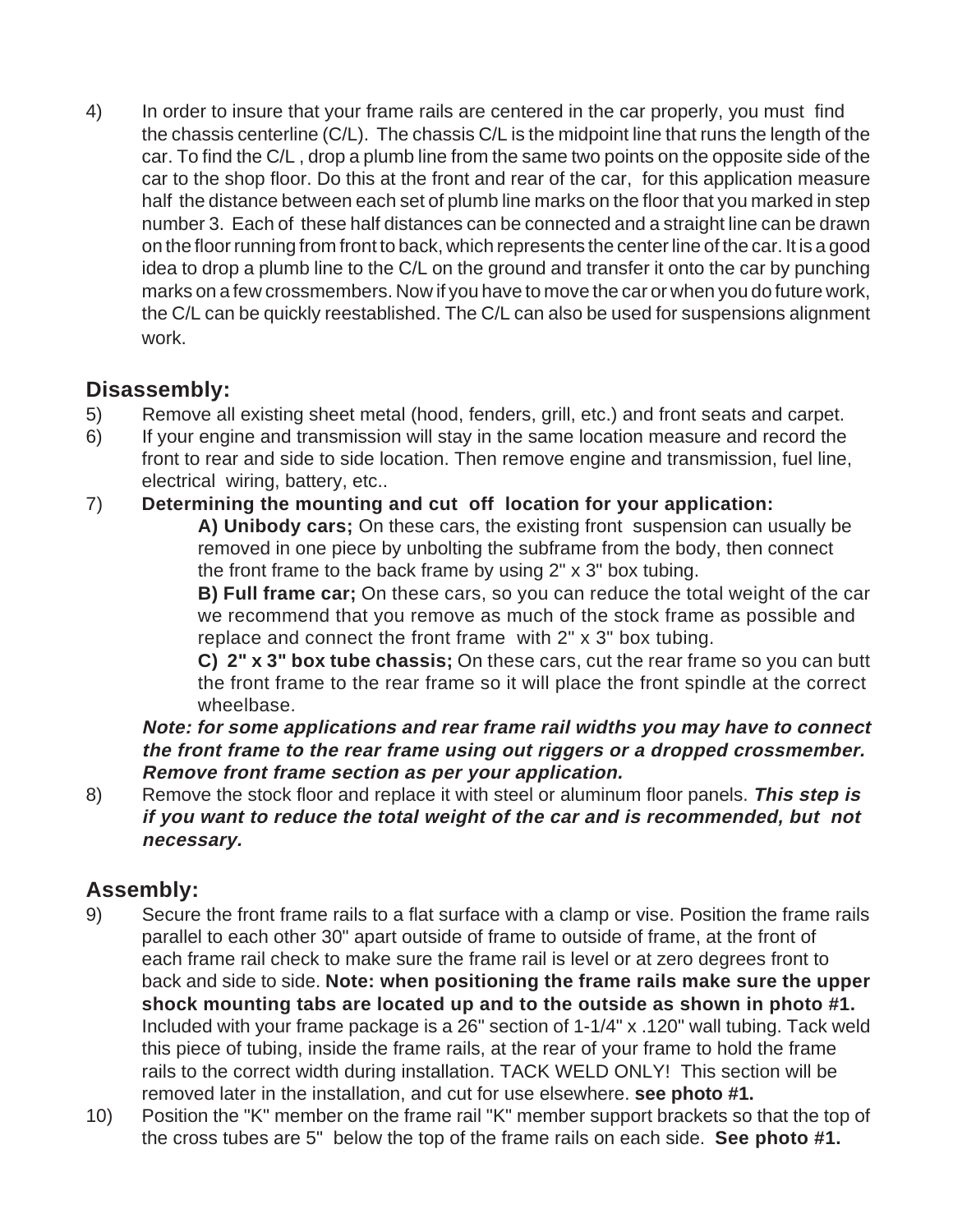4) In order to insure that your frame rails are centered in the car properly, you must find the chassis centerline (C/L). The chassis C/L is the midpoint line that runs the length of the car. To find the C/L , drop a plumb line from the same two points on the opposite side of the car to the shop floor. Do this at the front and rear of the car, for this application measure half the distance between each set of plumb line marks on the floor that you marked in step number 3. Each of these half distances can be connected and a straight line can be drawn on the floor running from front to back, which represents the center line of the car. It is a good idea to drop a plumb line to the C/L on the ground and transfer it onto the car by punching marks on a few crossmembers. Now if you have to move the car or when you do future work, the C/L can be quickly reestablished. The C/L can also be used for suspensions alignment work.

## Disassembly:

5) Remove all existing sheet metal (hood, fenders, grill, etc.) and front seats and carpet.

6) If your engine and transmission will stay in the same location measure and record the front to rear and side to side location. Then remove engine and transmission, fuel line, electrical wiring, battery, etc..

7) **Determining the mounting and cut off location for your application:**

   **A) Unibody cars;** On these cars, the existing front suspension can usually be removed in one piece by unbolting the subframe from the body, then connect the front frame to the back frame by using 2" x 3" box tubing.

   **B) Full frame car;** On these cars, so you can reduce the total weight of the car we recommend that you remove as much of the stock frame as possible and replace and connect the front frame with 2" x 3" box tubing.

   **C) 2" x 3" box tube chassis;** On these cars, cut the rear frame so you can butt the front frame to the rear frame so it will place the front spindle at the correct wheelbase.

   ***Note: for some applications and rear frame rail widths you may have to connect the front frame to the rear frame using out riggers or a dropped crossmember. Remove front frame section as per your application.***

8) Remove the stock floor and replace it with steel or aluminum floor panels. ***This step is if you want to reduce the total weight of the car and is recommended, but not necessary.***

## Assembly:

9) Secure the front frame rails to a flat surface with a clamp or vise. Position the frame rails parallel to each other 30" apart outside of frame to outside of frame, at the front of each frame rail check to make sure the frame rail is level or at zero degrees front to back and side to side. **Note: when positioning the frame rails make sure the upper shock mounting tabs are located up and to the outside as shown in photo #1.** Included with your frame package is a 26" section of 1-1/4" x .120" wall tubing. Tack weld this piece of tubing, inside the frame rails, at the rear of your frame to hold the frame rails to the correct width during installation. TACK WELD ONLY! This section will be removed later in the installation, and cut for use elsewhere. **see photo #1.**

10) Position the "K" member on the frame rail "K" member support brackets so that the top of the cross tubes are 5" below the top of the frame rails on each side. **See photo #1.**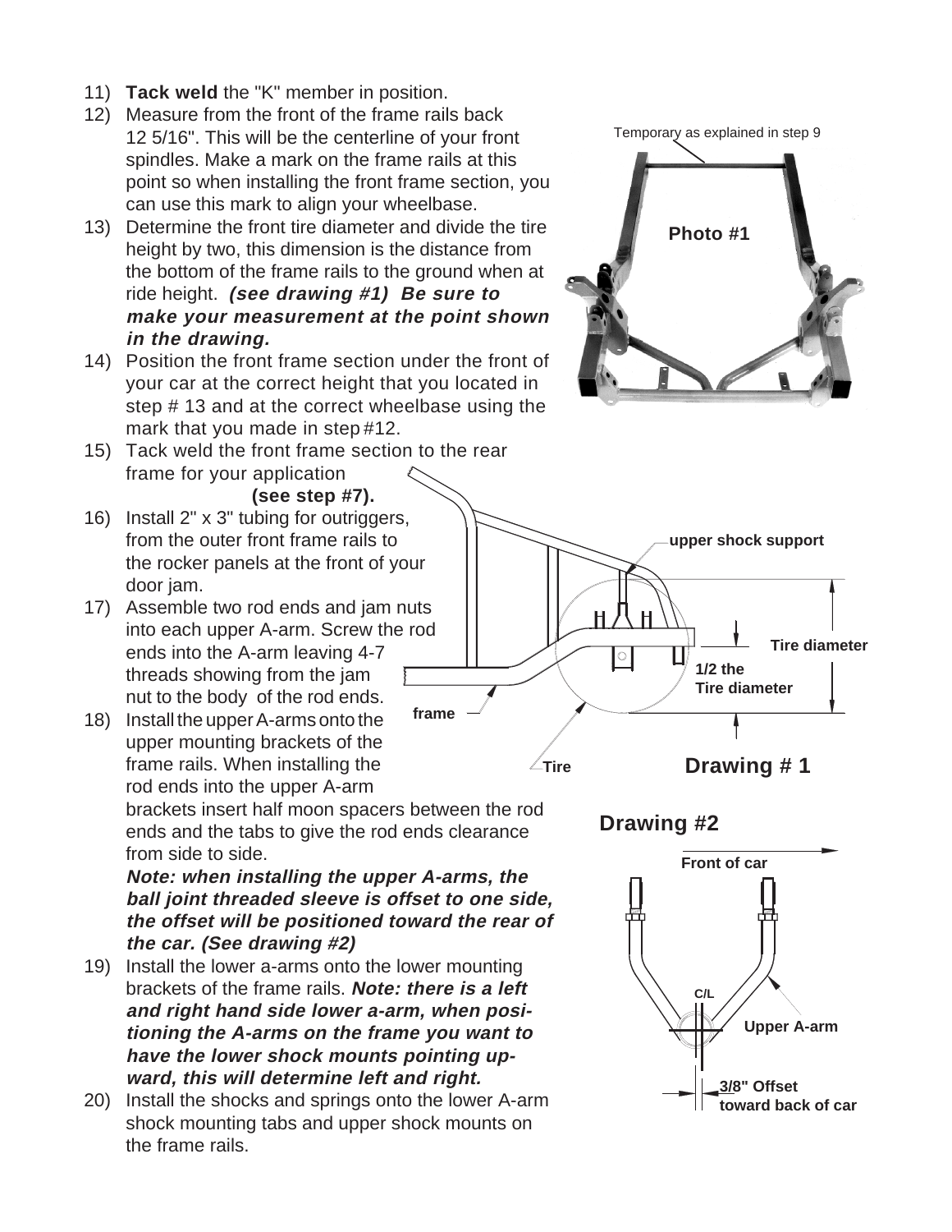11) **Tack weld** the "K" member in position.
12) Measure from the front of the frame rails back 12 5/16". This will be the centerline of your front spindles. Make a mark on the frame rails at this point so when installing the front frame section, you can use this mark to align your wheelbase.
13) Determine the front tire diameter and divide the tire height by two, this dimension is the distance from the bottom of the frame rails to the ground when at ride height. ***(see drawing #1) Be sure to make your measurement at the point shown in the drawing.***
14) Position the front frame section under the front of your car at the correct height that you located in step # 13 and at the correct wheelbase using the mark that you made in step #12.
15) Tack weld the front frame section to the rear frame for your application **(see step #7).**
16) Install 2" x 3" tubing for outriggers, from the outer front frame rails to the rocker panels at the front of your door jam.
17) Assemble two rod ends and jam nuts into each upper A-arm. Screw the rod ends into the A-arm leaving 4-7 threads showing from the jam nut to the body of the rod ends.
18) Install the upper A-arms onto the upper mounting brackets of the frame rails. When installing the rod ends into the upper A-arm brackets insert half moon spacers between the rod ends and the tabs to give the rod ends clearance from side to side.
    ***Note: when installing the upper A-arms, the ball joint threaded sleeve is offset to one side, the offset will be positioned toward the rear of the car. (See drawing #2)***
19) Install the lower a-arms onto the lower mounting brackets of the frame rails. ***Note: there is a left and right hand side lower a-arm, when positioning the A-arms on the frame you want to have the lower shock mounts pointing upward, this will determine left and right.***
20) Install the shocks and springs onto the lower A-arm shock mounting tabs and upper shock mounts on the frame rails.

Temporary as explained in step 9

**Photo #1**

upper shock support

Tire diameter

1/2 the Tire diameter

frame

Tire

**Drawing # 1**

**Drawing #2**

Front of car

C/L

Upper A-arm

3/8" Offset toward back of car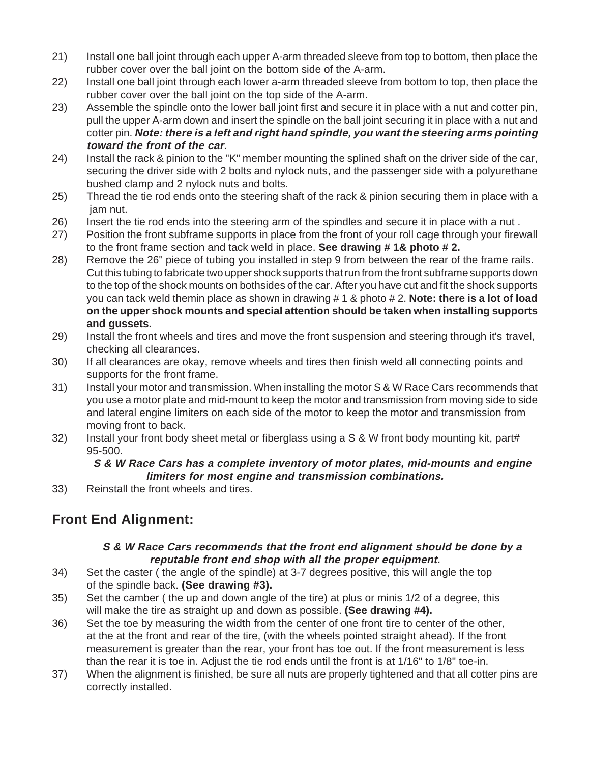21) Install one ball joint through each upper A-arm threaded sleeve from top to bottom, then place the rubber cover over the ball joint on the bottom side of the A-arm.

22) Install one ball joint through each lower a-arm threaded sleeve from bottom to top, then place the rubber cover over the ball joint on the top side of the A-arm.

23) Assemble the spindle onto the lower ball joint first and secure it in place with a nut and cotter pin, pull the upper A-arm down and insert the spindle on the ball joint securing it in place with a nut and cotter pin. ***Note: there is a left and right hand spindle, you want the steering arms pointing toward the front of the car.***

24) Install the rack & pinion to the "K" member mounting the splined shaft on the driver side of the car, securing the driver side with 2 bolts and nylock nuts, and the passenger side with a polyurethane bushed clamp and 2 nylock nuts and bolts.

25) Thread the tie rod ends onto the steering shaft of the rack & pinion securing them in place with a jam nut.

26) Insert the tie rod ends into the steering arm of the spindles and secure it in place with a nut .

27) Position the front subframe supports in place from the front of your roll cage through your firewall to the front frame section and tack weld in place. **See drawing # 1& photo # 2.**

28) Remove the 26" piece of tubing you installed in step 9 from between the rear of the frame rails. Cut this tubing to fabricate two upper shock supports that run from the front subframe supports down to the top of the shock mounts on bothsides of the car. After you have cut and fit the shock supports you can tack weld themin place as shown in drawing # 1 & photo # 2. **Note: there is a lot of load on the upper shock mounts and special attention should be taken when installing supports and gussets.**

29) Install the front wheels and tires and move the front suspension and steering through it's travel, checking all clearances.

30) If all clearances are okay, remove wheels and tires then finish weld all connecting points and supports for the front frame.

31) Install your motor and transmission. When installing the motor S & W Race Cars recommends that you use a motor plate and mid-mount to keep the motor and transmission from moving side to side and lateral engine limiters on each side of the motor to keep the motor and transmission from moving front to back.

32) Install your front body sheet metal or fiberglass using a S & W front body mounting kit, part# 95-500.

***S & W Race Cars has a complete inventory of motor plates, mid-mounts and engine limiters for most engine and transmission combinations.***

33) Reinstall the front wheels and tires.

## Front End Alignment:

***S & W Race Cars recommends that the front end alignment should be done by a reputable front end shop with all the proper equipment.***

34) Set the caster ( the angle of the spindle) at 3-7 degrees positive, this will angle the top of the spindle back. **(See drawing #3).**

35) Set the camber ( the up and down angle of the tire) at plus or minis 1/2 of a degree, this will make the tire as straight up and down as possible. **(See drawing #4).**

36) Set the toe by measuring the width from the center of one front tire to center of the other, at the at the front and rear of the tire, (with the wheels pointed straight ahead). If the front measurement is greater than the rear, your front has toe out. If the front measurement is less than the rear it is toe in. Adjust the tie rod ends until the front is at 1/16" to 1/8" toe-in.

37) When the alignment is finished, be sure all nuts are properly tightened and that all cotter pins are correctly installed.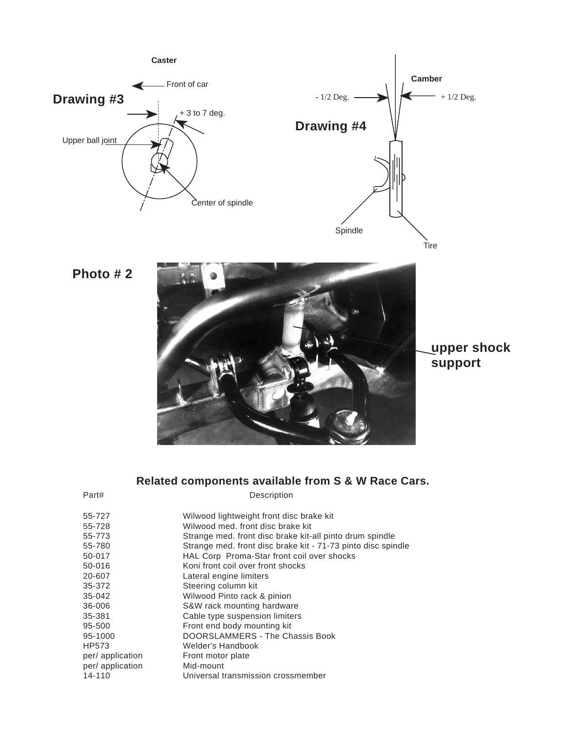**Caster**

Front of car

**Drawing #3**

+ 3 to 7 deg.

Upper ball joint

Center of spindle

**Camber**

- 1/2 Deg.

+ 1/2 Deg.

**Drawing #4**

Spindle

Tire

**Photo # 2**

**upper shock support**

## Related components available from S & W Race Cars.

| Part# | Description |
|---|---|
| 55-727 | Wilwood lightweight front disc brake kit |
| 55-728 | Wilwood med. front disc brake kit |
| 55-773 | Strange med. front disc brake kit-all pinto drum spindle |
| 55-780 | Strange med. front disc brake kit - 71-73 pinto disc spindle |
| 50-017 | HAL Corp Proma-Star front coil over shocks |
| 50-016 | Koni front coil over front shocks |
| 20-607 | Lateral engine limiters |
| 35-372 | Steering column kit |
| 35-042 | Wilwood Pinto rack & pinion |
| 36-006 | S&W rack mounting hardware |
| 35-381 | Cable type suspension limiters |
| 95-500 | Front end body mounting kit |
| 95-1000 | DOORSLAMMERS - The Chassis Book |
| HP573 | Welder's Handbook |
| per/ application | Front motor plate |
| per/ application | Mid-mount |
| 14-110 | Universal transmission crossmember |